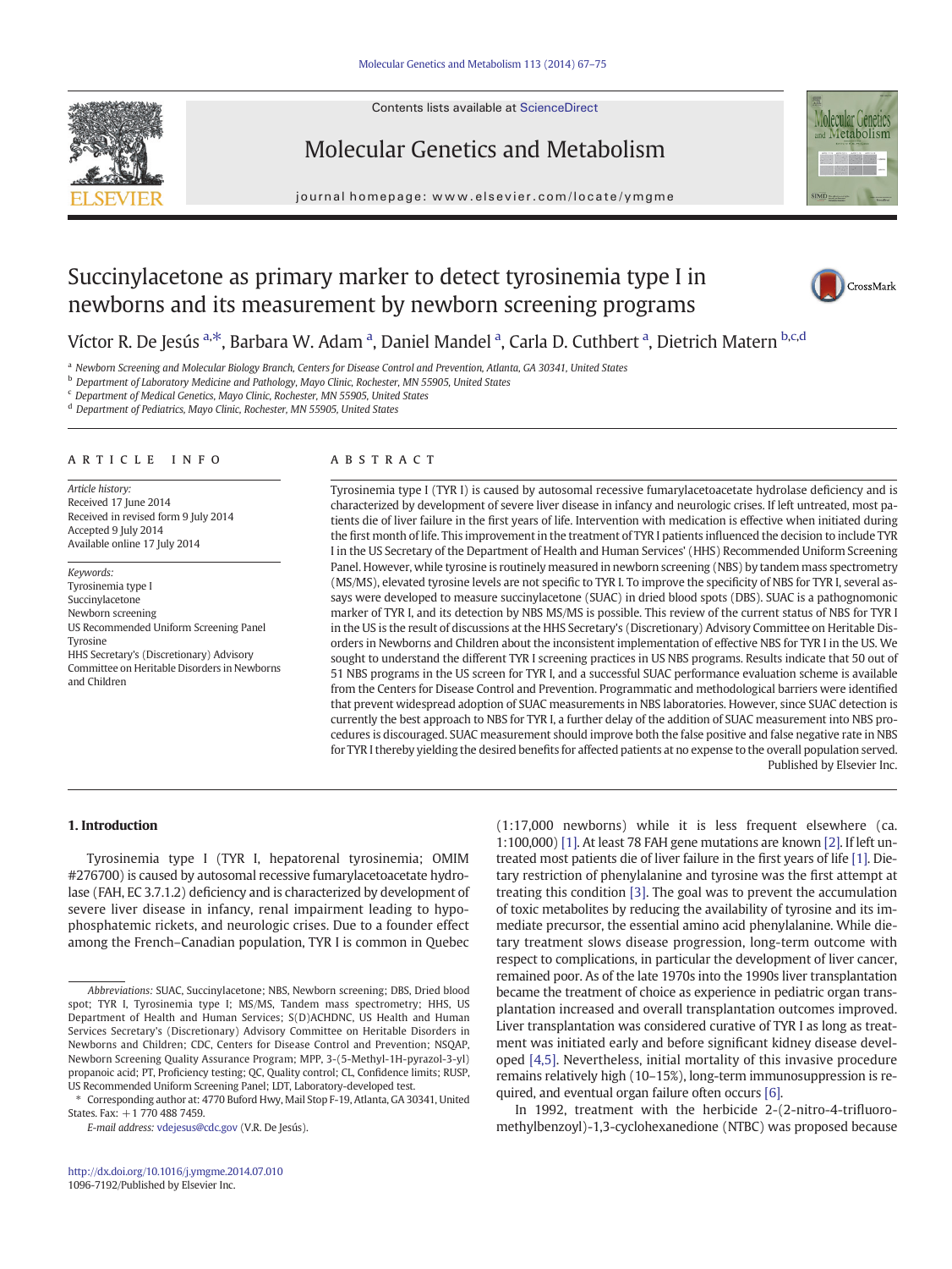Contents lists available at ScienceDirect

# Molecular Genetics and Metabolism

journal homepage: www.elsevier.com/locate/ymgme

# Succinylacetone as primary marker to detect tyrosinemia type I in newborns and its measurement by newborn screening programs

Víctor R. De Jesús [a,*], Barbara W. Adam [a], Daniel Mandel [a], Carla D. Cuthbert [a], Dietrich Matern [b,c,d]

[a] Newborn Screening and Molecular Biology Branch, Centers for Disease Control and Prevention, Atlanta, GA 30341, United States
[b] Department of Laboratory Medicine and Pathology, Mayo Clinic, Rochester, MN 55905, United States
[c] Department of Medical Genetics, Mayo Clinic, Rochester, MN 55905, United States
[d] Department of Pediatrics, Mayo Clinic, Rochester, MN 55905, United States

**ARTICLE INFO**

*Article history:*
Received 17 June 2014
Received in revised form 9 July 2014
Accepted 9 July 2014
Available online 17 July 2014

*Keywords:*
Tyrosinemia type I
Succinylacetone
Newborn screening
US Recommended Uniform Screening Panel
Tyrosine
HHS Secretary's (Discretionary) Advisory Committee on Heritable Disorders in Newborns and Children

**ABSTRACT**

Tyrosinemia type I (TYR I) is caused by autosomal recessive fumarylacetoacetate hydrolase deficiency and is characterized by development of severe liver disease in infancy and neurologic crises. If left untreated, most patients die of liver failure in the first years of life. Intervention with medication is effective when initiated during the first month of life. This improvement in the treatment of TYR I patients influenced the decision to include TYR I in the US Secretary of the Department of Health and Human Services' (HHS) Recommended Uniform Screening Panel. However, while tyrosine is routinely measured in newborn screening (NBS) by tandem mass spectrometry (MS/MS), elevated tyrosine levels are not specific to TYR I. To improve the specificity of NBS for TYR I, several assays were developed to measure succinylacetone (SUAC) in dried blood spots (DBS). SUAC is a pathognomonic marker of TYR I, and its detection by NBS MS/MS is possible. This review of the current status of NBS for TYR I in the US is the result of discussions at the HHS Secretary's (Discretionary) Advisory Committee on Heritable Disorders in Newborns and Children about the inconsistent implementation of effective NBS for TYR I in the US. We sought to understand the different TYR I screening practices in US NBS programs. Results indicate that 50 out of 51 NBS programs in the US screen for TYR I, and a successful SUAC performance evaluation scheme is available from the Centers for Disease Control and Prevention. Programmatic and methodological barriers were identified that prevent widespread adoption of SUAC measurements in NBS laboratories. However, since SUAC detection is currently the best approach to NBS for TYR I, a further delay of the addition of SUAC measurement into NBS procedures is discouraged. SUAC measurement should improve both the false positive and false negative rate in NBS for TYR I thereby yielding the desired benefits for affected patients at no expense to the overall population served.

Published by Elsevier Inc.

## 1. Introduction

Tyrosinemia type I (TYR I, hepatorenal tyrosinemia; OMIM #276700) is caused by autosomal recessive fumarylacetoacetate hydrolase (FAH, EC 3.7.1.2) deficiency and is characterized by development of severe liver disease in infancy, renal impairment leading to hypophosphatemic rickets, and neurologic crises. Due to a founder effect among the French–Canadian population, TYR I is common in Quebec (1:17,000 newborns) while it is less frequent elsewhere (ca. 1:100,000) [1]. At least 78 FAH gene mutations are known [2]. If left untreated most patients die of liver failure in the first years of life [1]. Dietary restriction of phenylalanine and tyrosine was the first attempt at treating this condition [3]. The goal was to prevent the accumulation of toxic metabolites by reducing the availability of tyrosine and its immediate precursor, the essential amino acid phenylalanine. While dietary treatment slows disease progression, long-term outcome with respect to complications, in particular the development of liver cancer, remained poor. As of the late 1970s into the 1990s liver transplantation became the treatment of choice as experience in pediatric organ transplantation increased and overall transplantation outcomes improved. Liver transplantation was considered curative of TYR I as long as treatment was initiated early and before significant kidney disease developed [4,5]. Nevertheless, initial mortality of this invasive procedure remains relatively high (10–15%), long-term immunosuppression is required, and eventual organ failure often occurs [6].

In 1992, treatment with the herbicide 2-(2-nitro-4-trifluoromethylbenzoyl)-1,3-cyclohexanedione (NTBC) was proposed because

*Abbreviations:* SUAC, Succinylacetone; NBS, Newborn screening; DBS, Dried blood spot; TYR I, Tyrosinemia type I; MS/MS, Tandem mass spectrometry; HHS, US Department of Health and Human Services; S(D)ACHDNC, US Health and Human Services Secretary's (Discretionary) Advisory Committee on Heritable Disorders in Newborns and Children; CDC, Centers for Disease Control and Prevention; NSQAP, Newborn Screening Quality Assurance Program; MPP, 3-(5-Methyl-1H-pyrazol-3-yl) propanoic acid; PT, Proficiency testing; QC, Quality control; CL, Confidence limits; RUSP, US Recommended Uniform Screening Panel; LDT, Laboratory-developed test.

\* Corresponding author at: 4770 Buford Hwy, Mail Stop F-19, Atlanta, GA 30341, United States. Fax: +1 770 488 7459.

*E-mail address:* vdejesus@cdc.gov (V.R. De Jesús).

http://dx.doi.org/10.1016/j.ymgme.2014.07.010
1096-7192/Published by Elsevier Inc.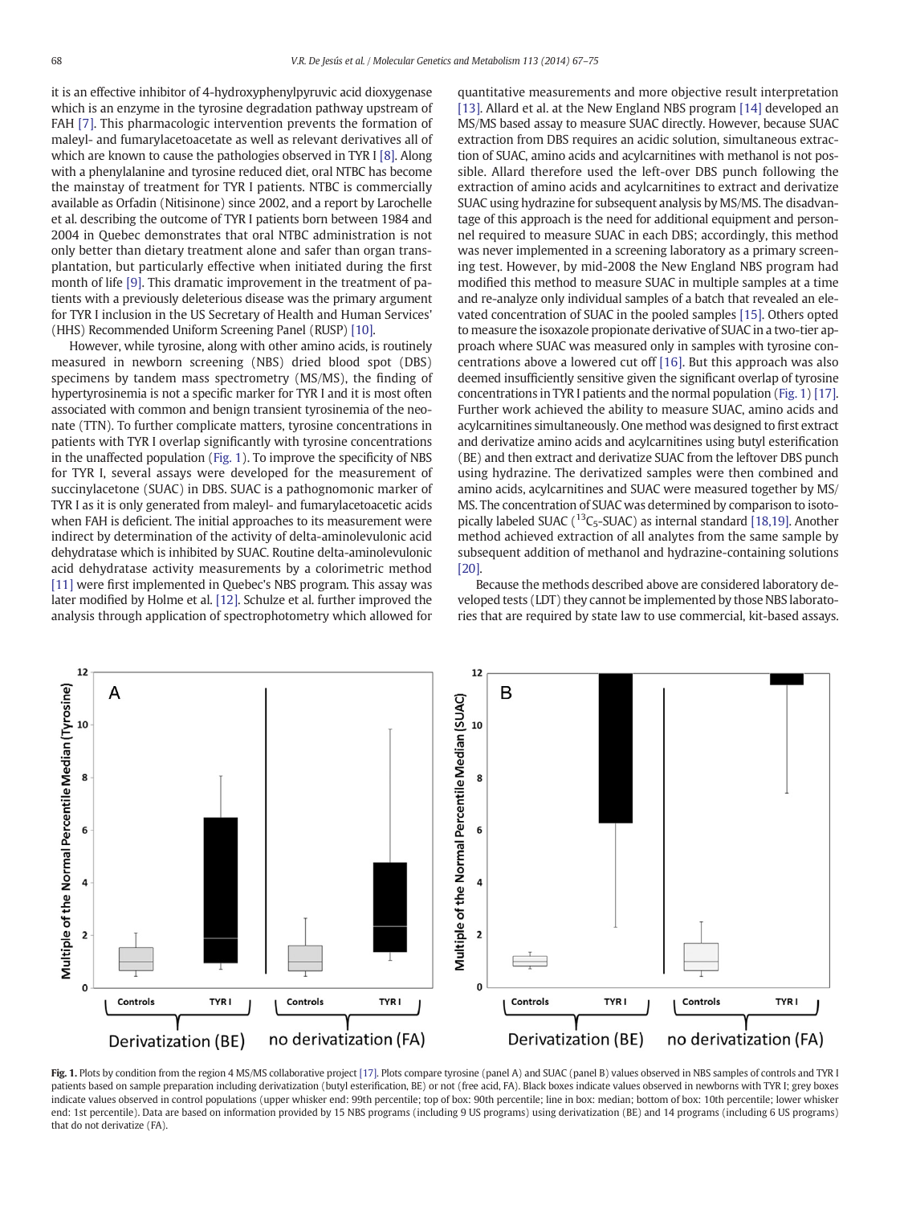it is an effective inhibitor of 4-hydroxyphenylpyruvic acid dioxygenase which is an enzyme in the tyrosine degradation pathway upstream of FAH [7]. This pharmacologic intervention prevents the formation of maleyl- and fumarylacetoacetate as well as relevant derivatives all of which are known to cause the pathologies observed in TYR I [8]. Along with a phenylalanine and tyrosine reduced diet, oral NTBC has become the mainstay of treatment for TYR I patients. NTBC is commercially available as Orfadin (Nitisinone) since 2002, and a report by Larochelle et al. describing the outcome of TYR I patients born between 1984 and 2004 in Quebec demonstrates that oral NTBC administration is not only better than dietary treatment alone and safer than organ transplantation, but particularly effective when initiated during the first month of life [9]. This dramatic improvement in the treatment of patients with a previously deleterious disease was the primary argument for TYR I inclusion in the US Secretary of Health and Human Services' (HHS) Recommended Uniform Screening Panel (RUSP) [10].

However, while tyrosine, along with other amino acids, is routinely measured in newborn screening (NBS) dried blood spot (DBS) specimens by tandem mass spectrometry (MS/MS), the finding of hypertyrosinemia is not a specific marker for TYR I and it is most often associated with common and benign transient tyrosinemia of the neonate (TTN). To further complicate matters, tyrosine concentrations in patients with TYR I overlap significantly with tyrosine concentrations in the unaffected population (Fig. 1). To improve the specificity of NBS for TYR I, several assays were developed for the measurement of succinylacetone (SUAC) in DBS. SUAC is a pathognomonic marker of TYR I as it is only generated from maleyl- and fumarylacetoacetic acids when FAH is deficient. The initial approaches to its measurement were indirect by determination of the activity of delta-aminolevulinic acid dehydratase which is inhibited by SUAC. Routine delta-aminolevulinic acid dehydratase activity measurements by a colorimetric method [11] were first implemented in Quebec's NBS program. This assay was later modified by Holme et al. [12]. Schulze et al. further improved the analysis through application of spectrophotometry which allowed for quantitative measurements and more objective result interpretation [13]. Allard et al. at the New England NBS program [14] developed an MS/MS based assay to measure SUAC directly. However, because SUAC extraction from DBS requires an acidic solution, simultaneous extraction of SUAC, amino acids and acylcarnitines with methanol is not possible. Allard therefore used the left-over DBS punch following the extraction of amino acids and acylcarnitines to extract and derivatize SUAC using hydrazine for subsequent analysis by MS/MS. The disadvantage of this approach is the need for additional equipment and personnel required to measure SUAC in each DBS; accordingly, this method was never implemented in a screening laboratory as a primary screening test. However, by mid-2008 the New England NBS program had modified this method to measure SUAC in multiple samples at a time and re-analyze only individual samples of a batch that revealed an elevated concentration of SUAC in the pooled samples [15]. Others opted to measure the isoxazole propionate derivative of SUAC in a two-tier approach where SUAC was measured only in samples with tyrosine concentrations above a lowered cut off [16]. But this approach was also deemed insufficiently sensitive given the significant overlap of tyrosine concentrations in TYR I patients and the normal population (Fig. 1) [17]. Further work achieved the ability to measure SUAC, amino acids and acylcarnitines simultaneously. One method was designed to first extract and derivatize amino acids and acylcarnitines using butyl esterification (BE) and then extract and derivatize SUAC from the leftover DBS punch using hydrazine. The derivatized samples were then combined and amino acids, acylcarnitines and SUAC were measured together by MS/MS. The concentration of SUAC was determined by comparison to isotopically labeled SUAC ($^{13}C_5$-SUAC) as internal standard [18,19]. Another method achieved extraction of all analytes from the same sample by subsequent addition of methanol and hydrazine-containing solutions [20].

Because the methods described above are considered laboratory developed tests (LDT) they cannot be implemented by those NBS laboratories that are required by state law to use commercial, kit-based assays.

**Fig. 1.** Plots by condition from the region 4 MS/MS collaborative project [17]. Plots compare tyrosine (panel A) and SUAC (panel B) values observed in NBS samples of controls and TYR I patients based on sample preparation including derivatization (butyl esterification, BE) or not (free acid, FA). Black boxes indicate values observed in newborns with TYR I; grey boxes indicate values observed in control populations (upper whisker end: 99th percentile; top of box: 90th percentile; line in box: median; bottom of box: 10th percentile; lower whisker end: 1st percentile). Data are based on information provided by 15 NBS programs (including 9 US programs) using derivatization (BE) and 14 programs (including 6 US programs) that do not derivatize (FA).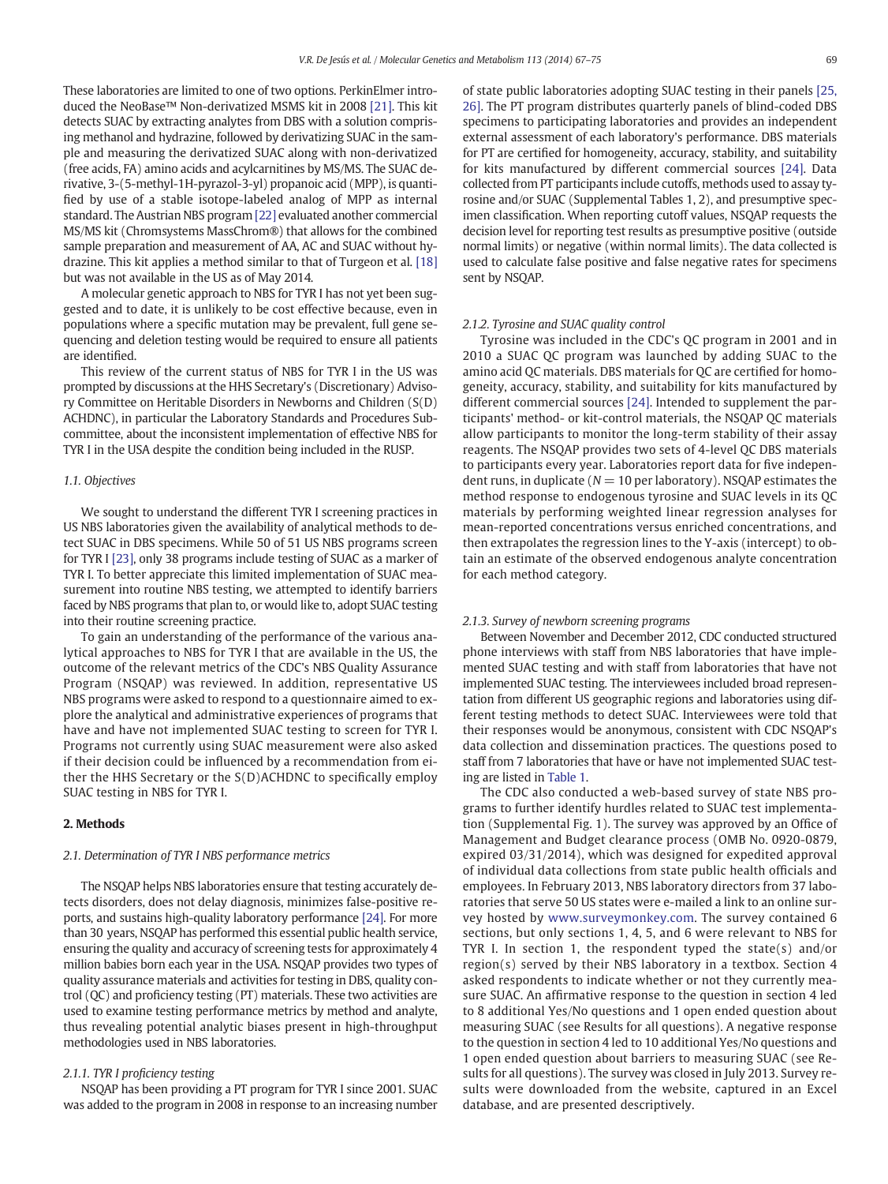These laboratories are limited to one of two options. PerkinElmer introduced the NeoBase™ Non-derivatized MSMS kit in 2008 [21]. This kit detects SUAC by extracting analytes from DBS with a solution comprising methanol and hydrazine, followed by derivatizing SUAC in the sample and measuring the derivatized SUAC along with non-derivatized (free acids, FA) amino acids and acylcarnitines by MS/MS. The SUAC derivative, 3-(5-methyl-1H-pyrazol-3-yl) propanoic acid (MPP), is quantified by use of a stable isotope-labeled analog of MPP as internal standard. The Austrian NBS program [22] evaluated another commercial MS/MS kit (Chromsystems MassChrom®) that allows for the combined sample preparation and measurement of AA, AC and SUAC without hydrazine. This kit applies a method similar to that of Turgeon et al. [18] but was not available in the US as of May 2014.

A molecular genetic approach to NBS for TYR I has not yet been suggested and to date, it is unlikely to be cost effective because, even in populations where a specific mutation may be prevalent, full gene sequencing and deletion testing would be required to ensure all patients are identified.

This review of the current status of NBS for TYR I in the US was prompted by discussions at the HHS Secretary's (Discretionary) Advisory Committee on Heritable Disorders in Newborns and Children (S(D) ACHDNC), in particular the Laboratory Standards and Procedures Subcommittee, about the inconsistent implementation of effective NBS for TYR I in the USA despite the condition being included in the RUSP.

### 1.1. Objectives

We sought to understand the different TYR I screening practices in US NBS laboratories given the availability of analytical methods to detect SUAC in DBS specimens. While 50 of 51 US NBS programs screen for TYR I [23], only 38 programs include testing of SUAC as a marker of TYR I. To better appreciate this limited implementation of SUAC measurement into routine NBS testing, we attempted to identify barriers faced by NBS programs that plan to, or would like to, adopt SUAC testing into their routine screening practice.

To gain an understanding of the performance of the various analytical approaches to NBS for TYR I that are available in the US, the outcome of the relevant metrics of the CDC's NBS Quality Assurance Program (NSQAP) was reviewed. In addition, representative US NBS programs were asked to respond to a questionnaire aimed to explore the analytical and administrative experiences of programs that have and have not implemented SUAC testing to screen for TYR I. Programs not currently using SUAC measurement were also asked if their decision could be influenced by a recommendation from either the HHS Secretary or the S(D)ACHDNC to specifically employ SUAC testing in NBS for TYR I.

## 2. Methods

### 2.1. Determination of TYR I NBS performance metrics

The NSQAP helps NBS laboratories ensure that testing accurately detects disorders, does not delay diagnosis, minimizes false-positive reports, and sustains high-quality laboratory performance [24]. For more than 30 years, NSQAP has performed this essential public health service, ensuring the quality and accuracy of screening tests for approximately 4 million babies born each year in the USA. NSQAP provides two types of quality assurance materials and activities for testing in DBS, quality control (QC) and proficiency testing (PT) materials. These two activities are used to examine testing performance metrics by method and analyte, thus revealing potential analytic biases present in high-throughput methodologies used in NBS laboratories.

#### 2.1.1. TYR I proficiency testing

NSQAP has been providing a PT program for TYR I since 2001. SUAC was added to the program in 2008 in response to an increasing number of state public laboratories adopting SUAC testing in their panels [25, 26]. The PT program distributes quarterly panels of blind-coded DBS specimens to participating laboratories and provides an independent external assessment of each laboratory's performance. DBS materials for PT are certified for homogeneity, accuracy, stability, and suitability for kits manufactured by different commercial sources [24]. Data collected from PT participants include cutoffs, methods used to assay tyrosine and/or SUAC (Supplemental Tables 1, 2), and presumptive specimen classification. When reporting cutoff values, NSQAP requests the decision level for reporting test results as presumptive positive (outside normal limits) or negative (within normal limits). The data collected is used to calculate false positive and false negative rates for specimens sent by NSQAP.

#### 2.1.2. Tyrosine and SUAC quality control

Tyrosine was included in the CDC's QC program in 2001 and in 2010 a SUAC QC program was launched by adding SUAC to the amino acid QC materials. DBS materials for QC are certified for homogeneity, accuracy, stability, and suitability for kits manufactured by different commercial sources [24]. Intended to supplement the participants' method- or kit-control materials, the NSQAP QC materials allow participants to monitor the long-term stability of their assay reagents. The NSQAP provides two sets of 4-level QC DBS materials to participants every year. Laboratories report data for five independent runs, in duplicate ($N = 10$ per laboratory). NSQAP estimates the method response to endogenous tyrosine and SUAC levels in its QC materials by performing weighted linear regression analyses for mean-reported concentrations versus enriched concentrations, and then extrapolates the regression lines to the Y-axis (intercept) to obtain an estimate of the observed endogenous analyte concentration for each method category.

#### 2.1.3. Survey of newborn screening programs

Between November and December 2012, CDC conducted structured phone interviews with staff from NBS laboratories that have implemented SUAC testing and with staff from laboratories that have not implemented SUAC testing. The interviewees included broad representation from different US geographic regions and laboratories using different testing methods to detect SUAC. Interviewees were told that their responses would be anonymous, consistent with CDC NSQAP's data collection and dissemination practices. The questions posed to staff from 7 laboratories that have or have not implemented SUAC testing are listed in Table 1.

The CDC also conducted a web-based survey of state NBS programs to further identify hurdles related to SUAC test implementation (Supplemental Fig. 1). The survey was approved by an Office of Management and Budget clearance process (OMB No. 0920-0879, expired 03/31/2014), which was designed for expedited approval of individual data collections from state public health officials and employees. In February 2013, NBS laboratory directors from 37 laboratories that serve 50 US states were e-mailed a link to an online survey hosted by www.surveymonkey.com. The survey contained 6 sections, but only sections 1, 4, 5, and 6 were relevant to NBS for TYR I. In section 1, the respondent typed the state(s) and/or region(s) served by their NBS laboratory in a textbox. Section 4 asked respondents to indicate whether or not they currently measure SUAC. An affirmative response to the question in section 4 led to 8 additional Yes/No questions and 1 open ended question about measuring SUAC (see Results for all questions). A negative response to the question in section 4 led to 10 additional Yes/No questions and 1 open ended question about barriers to measuring SUAC (see Results for all questions). The survey was closed in July 2013. Survey results were downloaded from the website, captured in an Excel database, and are presented descriptively.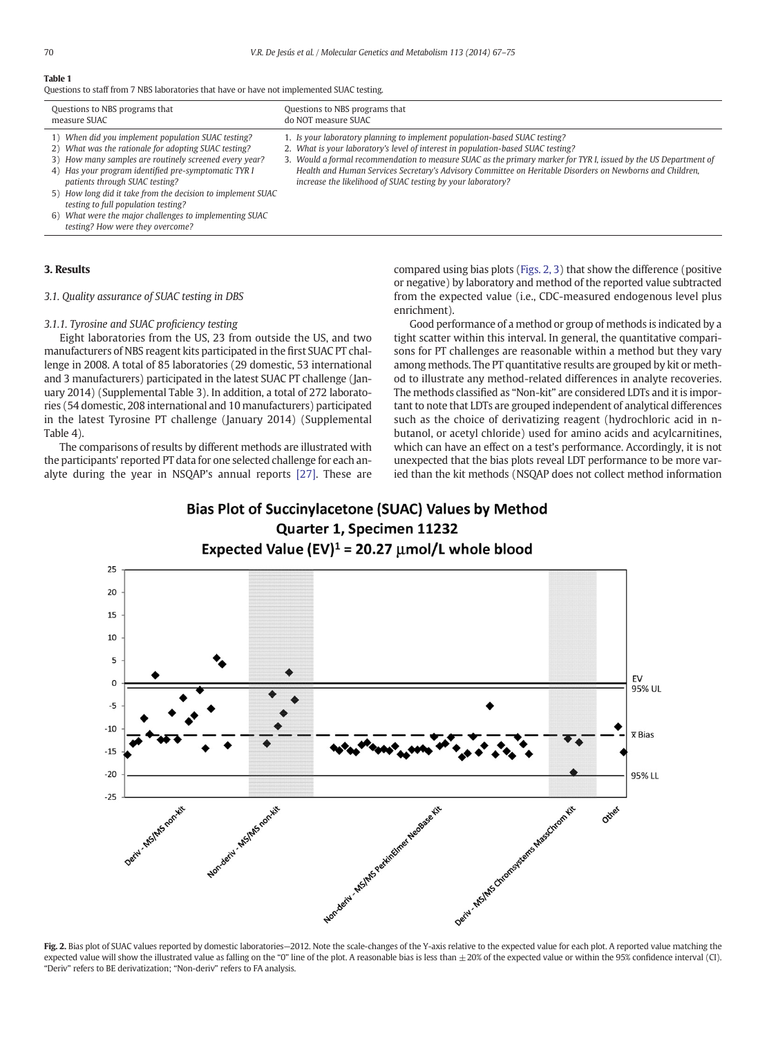**Table 1**
Questions to staff from 7 NBS laboratories that have or have not implemented SUAC testing.

| Questions to NBS programs that measure SUAC | Questions to NBS programs that do NOT measure SUAC |
|---|---|
| 1) *When did you implement population SUAC testing?*<br>2) *What was the rationale for adopting SUAC testing?*<br>3) *How many samples are routinely screened every year?*<br>4) *Has your program identified pre-symptomatic TYR I patients through SUAC testing?*<br>5) *How long did it take from the decision to implement SUAC testing to full population testing?*<br>6) *What were the major challenges to implementing SUAC testing? How were they overcome?* | 1. *Is your laboratory planning to implement population-based SUAC testing?*<br>2. *What is your laboratory's level of interest in population-based SUAC testing?*<br>3. *Would a formal recommendation to measure SUAC as the primary marker for TYR I, issued by the US Department of Health and Human Services Secretary's Advisory Committee on Heritable Disorders on Newborns and Children, increase the likelihood of SUAC testing by your laboratory?* |

## 3. Results

### 3.1. Quality assurance of SUAC testing in DBS

#### 3.1.1. Tyrosine and SUAC proficiency testing

Eight laboratories from the US, 23 from outside the US, and two manufacturers of NBS reagent kits participated in the first SUAC PT challenge in 2008. A total of 85 laboratories (29 domestic, 53 international and 3 manufacturers) participated in the latest SUAC PT challenge (January 2014) (Supplemental Table 3). In addition, a total of 272 laboratories (54 domestic, 208 international and 10 manufacturers) participated in the latest Tyrosine PT challenge (January 2014) (Supplemental Table 4).

The comparisons of results by different methods are illustrated with the participants' reported PT data for one selected challenge for each analyte during the year in NSQAP's annual reports [27]. These are compared using bias plots (Figs. 2, 3) that show the difference (positive or negative) by laboratory and method of the reported value subtracted from the expected value (i.e., CDC-measured endogenous level plus enrichment).

Good performance of a method or group of methods is indicated by a tight scatter within this interval. In general, the quantitative comparisons for PT challenges are reasonable within a method but they vary among methods. The PT quantitative results are grouped by kit or method to illustrate any method-related differences in analyte recoveries. The methods classified as "Non-kit" are considered LDTs and it is important to note that LDTs are grouped independent of analytical differences such as the choice of derivatizing reagent (hydrochloric acid in n-butanol, or acetyl chloride) used for amino acids and acylcarnitines, which can have an effect on a test's performance. Accordingly, it is not unexpected that the bias plots reveal LDT performance to be more varied than the kit methods (NSQAP does not collect method information

**Bias Plot of Succinylacetone (SUAC) Values by Method**
**Quarter 1, Specimen 11232**
**Expected Value (EV)[1] = 20.27 μmol/L whole blood**

**Fig. 2.** Bias plot of SUAC values reported by domestic laboratories—2012. Note the scale-changes of the Y-axis relative to the expected value for each plot. A reported value matching the expected value will show the illustrated value as falling on the "0" line of the plot. A reasonable bias is less than ±20% of the expected value or within the 95% confidence interval (CI). "Deriv" refers to BE derivatization; "Non-deriv" refers to FA analysis.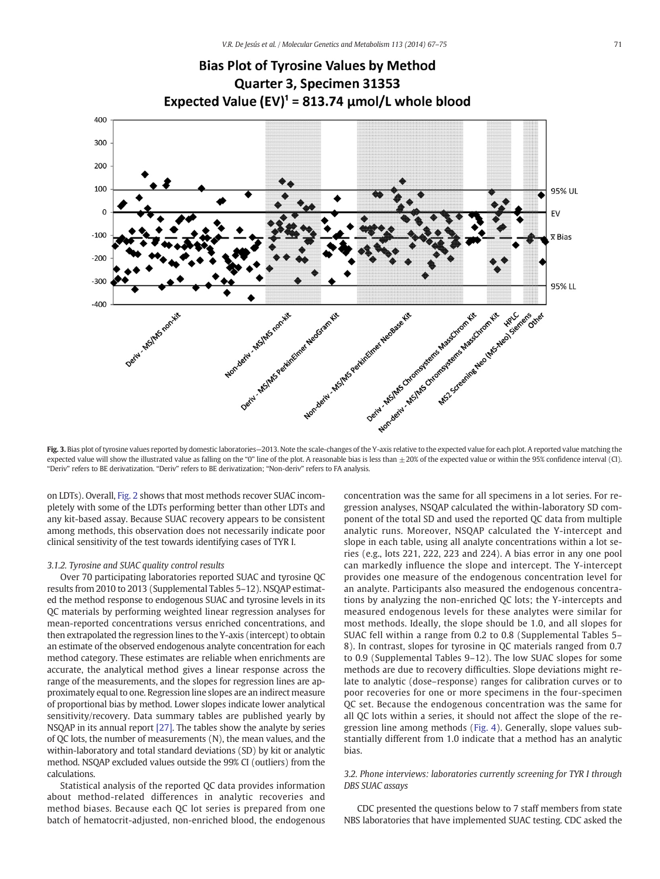**Fig. 3.** Bias plot of tyrosine values reported by domestic laboratories—2013. Note the scale-changes of the Y-axis relative to the expected value for each plot. A reported value matching the expected value will show the illustrated value as falling on the "0" line of the plot. A reasonable bias is less than ±20% of the expected value or within the 95% confidence interval (CI). "Deriv" refers to BE derivatization. "Deriv" refers to BE derivatization; "Non-deriv" refers to FA analysis.

on LDTs). Overall, Fig. 2 shows that most methods recover SUAC incompletely with some of the LDTs performing better than other LDTs and any kit-based assay. Because SUAC recovery appears to be consistent among methods, this observation does not necessarily indicate poor clinical sensitivity of the test towards identifying cases of TYR I.

#### *3.1.2. Tyrosine and SUAC quality control results*

Over 70 participating laboratories reported SUAC and tyrosine QC results from 2010 to 2013 (Supplemental Tables 5–12). NSQAP estimated the method response to endogenous SUAC and tyrosine levels in its QC materials by performing weighted linear regression analyses for mean-reported concentrations versus enriched concentrations, and then extrapolated the regression lines to the Y-axis (intercept) to obtain an estimate of the observed endogenous analyte concentration for each method category. These estimates are reliable when enrichments are accurate, the analytical method gives a linear response across the range of the measurements, and the slopes for regression lines are approximately equal to one. Regression line slopes are an indirect measure of proportional bias by method. Lower slopes indicate lower analytical sensitivity/recovery. Data summary tables are published yearly by NSQAP in its annual report [27]. The tables show the analyte by series of QC lots, the number of measurements (N), the mean values, and the within-laboratory and total standard deviations (SD) by kit or analytic method. NSQAP excluded values outside the 99% CI (outliers) from the calculations.

Statistical analysis of the reported QC data provides information about method-related differences in analytic recoveries and method biases. Because each QC lot series is prepared from one batch of hematocrit-adjusted, non-enriched blood, the endogenous concentration was the same for all specimens in a lot series. For regression analyses, NSQAP calculated the within-laboratory SD component of the total SD and used the reported QC data from multiple analytic runs. Moreover, NSQAP calculated the Y-intercept and slope in each table, using all analyte concentrations within a lot series (e.g., lots 221, 222, 223 and 224). A bias error in any one pool can markedly influence the slope and intercept. The Y-intercept provides one measure of the endogenous concentration level for an analyte. Participants also measured the endogenous concentrations by analyzing the non-enriched QC lots; the Y-intercepts and measured endogenous levels for these analytes were similar for most methods. Ideally, the slope should be 1.0, and all slopes for SUAC fell within a range from 0.2 to 0.8 (Supplemental Tables 5–8). In contrast, slopes for tyrosine in QC materials ranged from 0.7 to 0.9 (Supplemental Tables 9–12). The low SUAC slopes for some methods are due to recovery difficulties. Slope deviations might relate to analytic (dose–response) ranges for calibration curves or to poor recoveries for one or more specimens in the four-specimen QC set. Because the endogenous concentration was the same for all QC lots within a series, it should not affect the slope of the regression line among methods (Fig. 4). Generally, slope values substantially different from 1.0 indicate that a method has an analytic bias.

### *3.2. Phone interviews: laboratories currently screening for TYR I through DBS SUAC assays*

CDC presented the questions below to 7 staff members from state NBS laboratories that have implemented SUAC testing. CDC asked the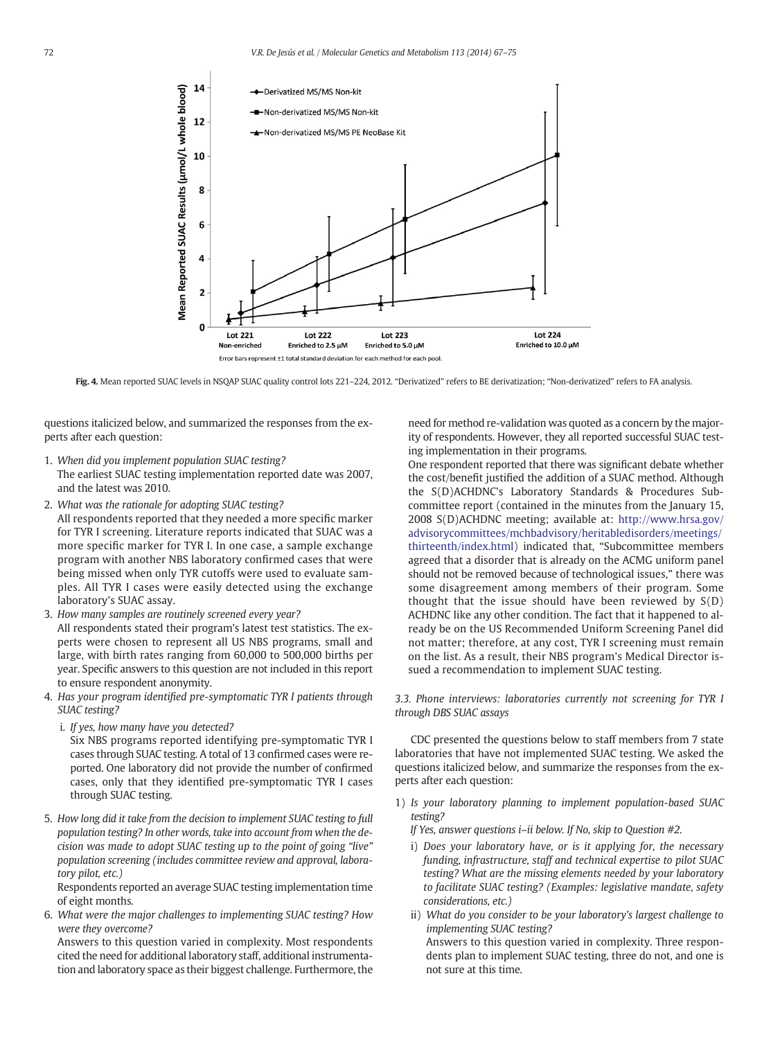Error bars represent ±1 total standard deviation for each method for each pool.

**Fig. 4.** Mean reported SUAC levels in NSQAP SUAC quality control lots 221–224, 2012. "Derivatized" refers to BE derivatization; "Non-derivatized" refers to FA analysis.

questions italicized below, and summarized the responses from the experts after each question:

1. *When did you implement population SUAC testing?*
   The earliest SUAC testing implementation reported date was 2007, and the latest was 2010.
2. *What was the rationale for adopting SUAC testing?*
   All respondents reported that they needed a more specific marker for TYR I screening. Literature reports indicated that SUAC was a more specific marker for TYR I. In one case, a sample exchange program with another NBS laboratory confirmed cases that were being missed when only TYR cutoffs were used to evaluate samples. All TYR I cases were easily detected using the exchange laboratory's SUAC assay.
3. *How many samples are routinely screened every year?*
   All respondents stated their program's latest test statistics. The experts were chosen to represent all US NBS programs, small and large, with birth rates ranging from 60,000 to 500,000 births per year. Specific answers to this question are not included in this report to ensure respondent anonymity.
4. *Has your program identified pre-symptomatic TYR I patients through SUAC testing?*
   i. *If yes, how many have you detected?*
   Six NBS programs reported identifying pre-symptomatic TYR I cases through SUAC testing. A total of 13 confirmed cases were reported. One laboratory did not provide the number of confirmed cases, only that they identified pre-symptomatic TYR I cases through SUAC testing.
5. *How long did it take from the decision to implement SUAC testing to full population testing? In other words, take into account from when the decision was made to adopt SUAC testing up to the point of going "live" population screening (includes committee review and approval, laboratory pilot, etc.)*
   Respondents reported an average SUAC testing implementation time of eight months.
6. *What were the major challenges to implementing SUAC testing? How were they overcome?*
   Answers to this question varied in complexity. Most respondents cited the need for additional laboratory staff, additional instrumentation and laboratory space as their biggest challenge. Furthermore, the need for method re-validation was quoted as a concern by the majority of respondents. However, they all reported successful SUAC testing implementation in their programs.
   One respondent reported that there was significant debate whether the cost/benefit justified the addition of a SUAC method. Although the S(D)ACHDNC's Laboratory Standards & Procedures Subcommittee report (contained in the minutes from the January 15, 2008 S(D)ACHDNC meeting; available at: http://www.hrsa.gov/advisorycommittees/mchbadvisory/heritabledisorders/meetings/thirteenth/index.html) indicated that, "Subcommittee members agreed that a disorder that is already on the ACMG uniform panel should not be removed because of technological issues," there was some disagreement among members of their program. Some thought that the issue should have been reviewed by S(D)ACHDNC like any other condition. The fact that it happened to already be on the US Recommended Uniform Screening Panel did not matter; therefore, at any cost, TYR I screening must remain on the list. As a result, their NBS program's Medical Director issued a recommendation to implement SUAC testing.

### *3.3. Phone interviews: laboratories currently not screening for TYR I through DBS SUAC assays*

CDC presented the questions below to staff members from 7 state laboratories that have not implemented SUAC testing. We asked the questions italicized below, and summarize the responses from the experts after each question:

1) *Is your laboratory planning to implement population-based SUAC testing?*
   *If Yes, answer questions i–ii below. If No, skip to Question #2.*
   i) *Does your laboratory have, or is it applying for, the necessary funding, infrastructure, staff and technical expertise to pilot SUAC testing? What are the missing elements needed by your laboratory to facilitate SUAC testing? (Examples: legislative mandate, safety considerations, etc.)*
   ii) *What do you consider to be your laboratory's largest challenge to implementing SUAC testing?*
   Answers to this question varied in complexity. Three respondents plan to implement SUAC testing, three do not, and one is not sure at this time.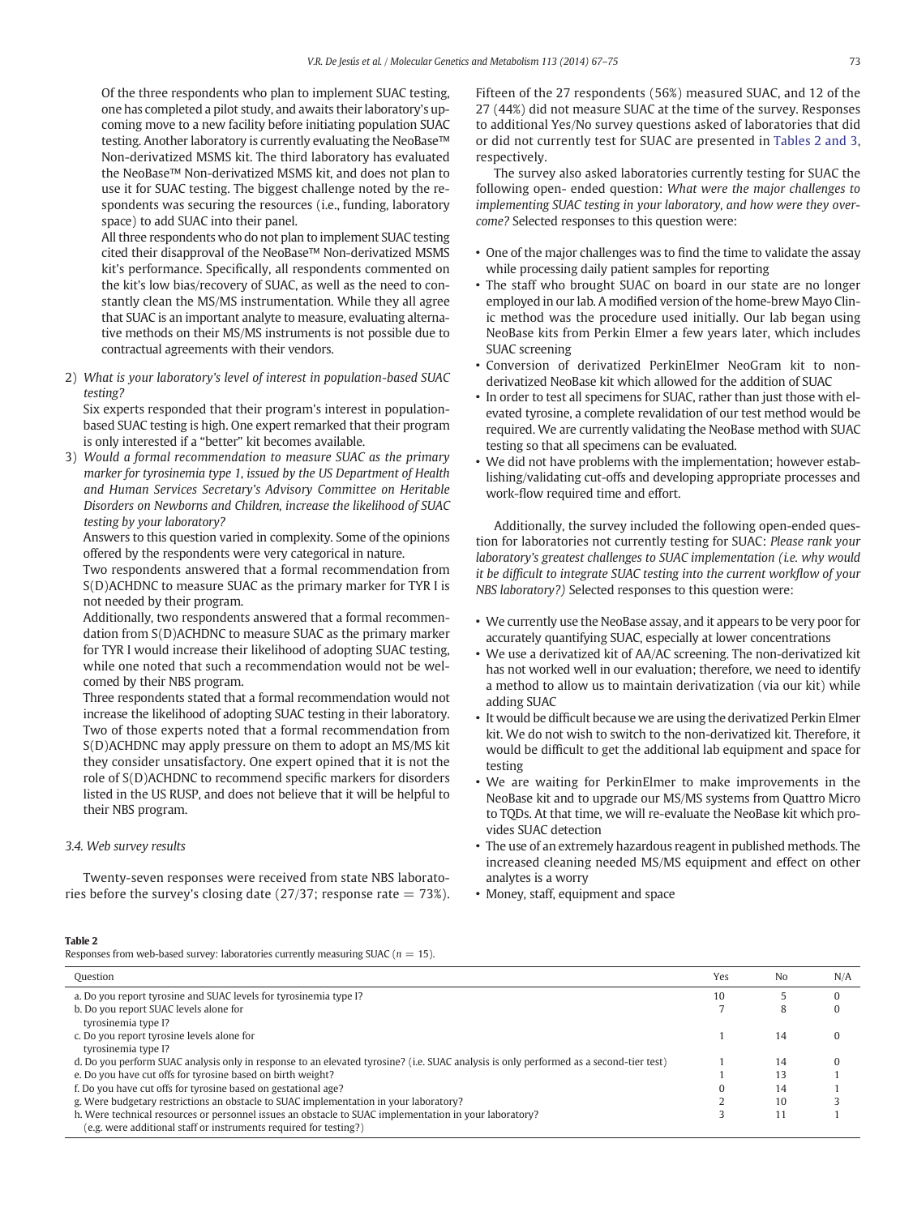Of the three respondents who plan to implement SUAC testing, one has completed a pilot study, and awaits their laboratory's upcoming move to a new facility before initiating population SUAC testing. Another laboratory is currently evaluating the NeoBase™ Non-derivatized MSMS kit. The third laboratory has evaluated the NeoBase™ Non-derivatized MSMS kit, and does not plan to use it for SUAC testing. The biggest challenge noted by the respondents was securing the resources (i.e., funding, laboratory space) to add SUAC into their panel.

All three respondents who do not plan to implement SUAC testing cited their disapproval of the NeoBase™ Non-derivatized MSMS kit's performance. Specifically, all respondents commented on the kit's low bias/recovery of SUAC, as well as the need to constantly clean the MS/MS instrumentation. While they all agree that SUAC is an important analyte to measure, evaluating alternative methods on their MS/MS instruments is not possible due to contractual agreements with their vendors.

2) *What is your laboratory's level of interest in population-based SUAC testing?*

   Six experts responded that their program's interest in population-based SUAC testing is high. One expert remarked that their program is only interested if a "better" kit becomes available.

3) *Would a formal recommendation to measure SUAC as the primary marker for tyrosinemia type 1, issued by the US Department of Health and Human Services Secretary's Advisory Committee on Heritable Disorders on Newborns and Children, increase the likelihood of SUAC testing by your laboratory?*

   Answers to this question varied in complexity. Some of the opinions offered by the respondents were very categorical in nature.

   Two respondents answered that a formal recommendation from S(D)ACHDNC to measure SUAC as the primary marker for TYR I is not needed by their program.

   Additionally, two respondents answered that a formal recommendation from S(D)ACHDNC to measure SUAC as the primary marker for TYR I would increase their likelihood of adopting SUAC testing, while one noted that such a recommendation would not be welcomed by their NBS program.

   Three respondents stated that a formal recommendation would not increase the likelihood of adopting SUAC testing in their laboratory. Two of those experts noted that a formal recommendation from S(D)ACHDNC may apply pressure on them to adopt an MS/MS kit they consider unsatisfactory. One expert opined that it is not the role of S(D)ACHDNC to recommend specific markers for disorders listed in the US RUSP, and does not believe that it will be helpful to their NBS program.

### 3.4. Web survey results

Twenty-seven responses were received from state NBS laboratories before the survey's closing date (27/37; response rate = 73%). Fifteen of the 27 respondents (56%) measured SUAC, and 12 of the 27 (44%) did not measure SUAC at the time of the survey. Responses to additional Yes/No survey questions asked of laboratories that did or did not currently test for SUAC are presented in Tables 2 and 3, respectively.

The survey also asked laboratories currently testing for SUAC the following open- ended question: *What were the major challenges to implementing SUAC testing in your laboratory, and how were they overcome?* Selected responses to this question were:

- One of the major challenges was to find the time to validate the assay while processing daily patient samples for reporting
- The staff who brought SUAC on board in our state are no longer employed in our lab. A modified version of the home-brew Mayo Clinic method was the procedure used initially. Our lab began using NeoBase kits from Perkin Elmer a few years later, which includes SUAC screening
- Conversion of derivatized PerkinElmer NeoGram kit to non-derivatized NeoBase kit which allowed for the addition of SUAC
- In order to test all specimens for SUAC, rather than just those with elevated tyrosine, a complete revalidation of our test method would be required. We are currently validating the NeoBase method with SUAC testing so that all specimens can be evaluated.
- We did not have problems with the implementation; however establishing/validating cut-offs and developing appropriate processes and work-flow required time and effort.

Additionally, the survey included the following open-ended question for laboratories not currently testing for SUAC: *Please rank your laboratory's greatest challenges to SUAC implementation (i.e. why would it be difficult to integrate SUAC testing into the current workflow of your NBS laboratory?)* Selected responses to this question were:

- We currently use the NeoBase assay, and it appears to be very poor for accurately quantifying SUAC, especially at lower concentrations
- We use a derivatized kit of AA/AC screening. The non-derivatized kit has not worked well in our evaluation; therefore, we need to identify a method to allow us to maintain derivatization (via our kit) while adding SUAC
- It would be difficult because we are using the derivatized Perkin Elmer kit. We do not wish to switch to the non-derivatized kit. Therefore, it would be difficult to get the additional lab equipment and space for testing
- We are waiting for PerkinElmer to make improvements in the NeoBase kit and to upgrade our MS/MS systems from Quattro Micro to TQDs. At that time, we will re-evaluate the NeoBase kit which provides SUAC detection
- The use of an extremely hazardous reagent in published methods. The increased cleaning needed MS/MS equipment and effect on other analytes is a worry
- Money, staff, equipment and space

**Table 2**
Responses from web-based survey: laboratories currently measuring SUAC ($n = 15$).

| Question | Yes | No | N/A |
|---|---|---|---|
| a. Do you report tyrosine and SUAC levels for tyrosinemia type I? | 10 | 5 | 0 |
| b. Do you report SUAC levels alone for tyrosinemia type I? | 7 | 8 | 0 |
| c. Do you report tyrosine levels alone for tyrosinemia type I? | 1 | 14 | 0 |
| d. Do you perform SUAC analysis only in response to an elevated tyrosine? (i.e. SUAC analysis is only performed as a second-tier test) | 1 | 14 | 0 |
| e. Do you have cut offs for tyrosine based on birth weight? | 1 | 13 | 1 |
| f. Do you have cut offs for tyrosine based on gestational age? | 0 | 14 | 1 |
| g. Were budgetary restrictions an obstacle to SUAC implementation in your laboratory? | 2 | 10 | 3 |
| h. Were technical resources or personnel issues an obstacle to SUAC implementation in your laboratory? (e.g. were additional staff or instruments required for testing?) | 3 | 11 | 1 |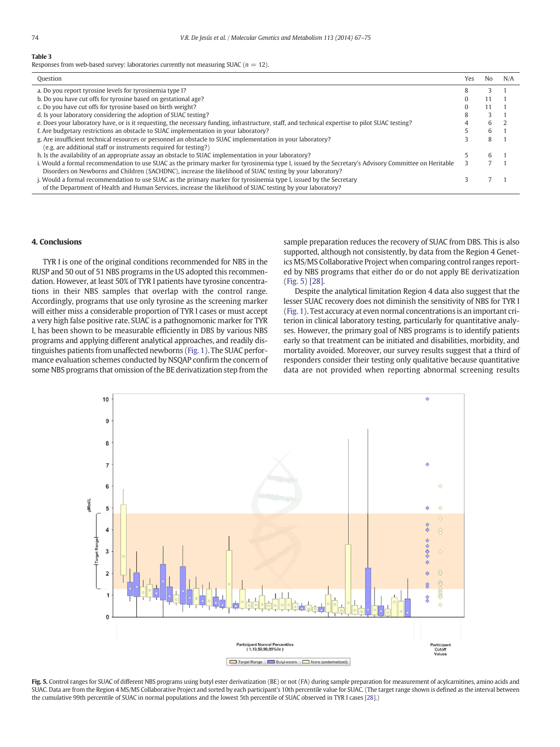**Table 3**
Responses from web-based survey: laboratories currently not measuring SUAC ($n = 12$).

| Question | Yes | No | N/A |
|---|---|---|---|
| a. Do you report tyrosine levels for tyrosinemia type I? | 8 | 3 | 1 |
| b. Do you have cut offs for tyrosine based on gestational age? | 0 | 11 | 1 |
| c. Do you have cut offs for tyrosine based on birth weight? | 0 | 11 | 1 |
| d. Is your laboratory considering the adoption of SUAC testing? | 8 | 3 | 1 |
| e. Does your laboratory have, or is it requesting, the necessary funding, infrastructure, staff, and technical expertise to pilot SUAC testing? | 4 | 6 | 2 |
| f. Are budgetary restrictions an obstacle to SUAC implementation in your laboratory? | 5 | 6 | 1 |
| g. Are insufficient technical resources or personnel an obstacle to SUAC implementation in your laboratory? (e.g. are additional staff or instruments required for testing?) | 3 | 8 | 1 |
| h. Is the availability of an appropriate assay an obstacle to SUAC implementation in your laboratory? | 5 | 6 | 1 |
| i. Would a formal recommendation to use SUAC as the primary marker for tyrosinemia type I, issued by the Secretary's Advisory Committee on Heritable Disorders on Newborns and Children (SACHDNC), increase the likelihood of SUAC testing by your laboratory? | 3 | 7 | 1 |
| j. Would a formal recommendation to use SUAC as the primary marker for tyrosinemia type I, issued by the Secretary of the Department of Health and Human Services, increase the likelihood of SUAC testing by your laboratory? | 3 | 7 | 1 |

## 4. Conclusions

TYR I is one of the original conditions recommended for NBS in the RUSP and 50 out of 51 NBS programs in the US adopted this recommendation. However, at least 50% of TYR I patients have tyrosine concentrations in their NBS samples that overlap with the control range. Accordingly, programs that use only tyrosine as the screening marker will either miss a considerable proportion of TYR I cases or must accept a very high false positive rate. SUAC is a pathognomonic marker for TYR I, has been shown to be measurable efficiently in DBS by various NBS programs and applying different analytical approaches, and readily distinguishes patients from unaffected newborns (Fig. 1). The SUAC performance evaluation schemes conducted by NSQAP confirm the concern of some NBS programs that omission of the BE derivatization step from the sample preparation reduces the recovery of SUAC from DBS. This is also supported, although not consistently, by data from the Region 4 Genetics MS/MS Collaborative Project when comparing control ranges reported by NBS programs that either do or do not apply BE derivatization (Fig. 5) [28].

Despite the analytical limitation Region 4 data also suggest that the lesser SUAC recovery does not diminish the sensitivity of NBS for TYR I (Fig. 1). Test accuracy at even normal concentrations is an important criterion in clinical laboratory testing, particularly for quantitative analyses. However, the primary goal of NBS programs is to identify patients early so that treatment can be initiated and disabilities, morbidity, and mortality avoided. Moreover, our survey results suggest that a third of responders consider their testing only qualitative because quantitative data are not provided when reporting abnormal screening results

**Fig. 5.** Control ranges for SUAC of different NBS programs using butyl ester derivatization (BE) or not (FA) during sample preparation for measurement of acylcarnitines, amino acids and SUAC. Data are from the Region 4 MS/MS Collaborative Project and sorted by each participant's 10th percentile value for SUAC. (The target range shown is defined as the interval between the cumulative 99th percentile of SUAC in normal populations and the lowest 5th percentile of SUAC observed in TYR I cases [28].)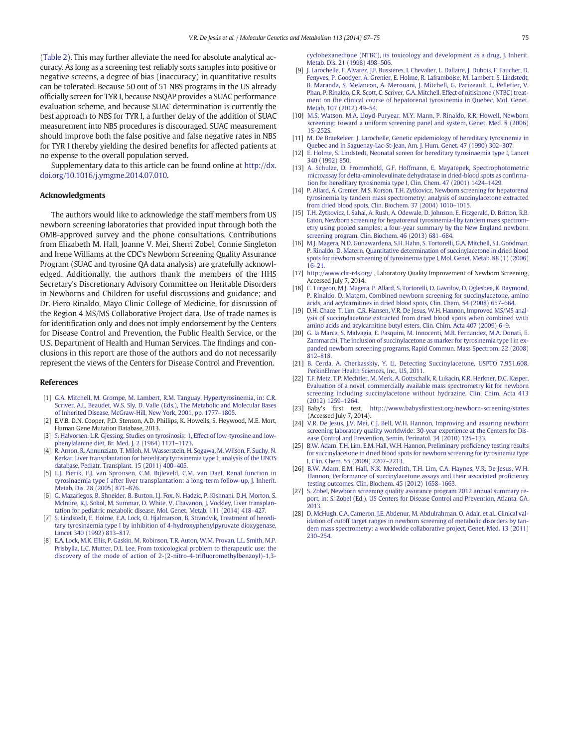(Table 2). This may further alleviate the need for absolute analytical accuracy. As long as a screening test reliably sorts samples into positive or negative screens, a degree of bias (inaccuracy) in quantitative results can be tolerated. Because 50 out of 51 NBS programs in the US already officially screen for TYR I, because NSQAP provides a SUAC performance evaluation scheme, and because SUAC determination is currently the best approach to NBS for TYR I, a further delay of the addition of SUAC measurement into NBS procedures is discouraged. SUAC measurement should improve both the false positive and false negative rates in NBS for TYR I thereby yielding the desired benefits for affected patients at no expense to the overall population served.

Supplementary data to this article can be found online at http://dx.doi.org/10.1016/j.ymgme.2014.07.010.

## Acknowledgments

The authors would like to acknowledge the staff members from US newborn screening laboratories that provided input through both the OMB-approved survey and the phone consultations. Contributions from Elizabeth M. Hall, Joanne V. Mei, Sherri Zobel, Connie Singleton and Irene Williams at the CDC's Newborn Screening Quality Assurance Program (SUAC and tyrosine QA data analysis) are gratefully acknowledged. Additionally, the authors thank the members of the HHS Secretary's Discretionary Advisory Committee on Heritable Disorders in Newborns and Children for useful discussions and guidance; and Dr. Piero Rinaldo, Mayo Clinic College of Medicine, for discussion of the Region 4 MS/MS Collaborative Project data. Use of trade names is for identification only and does not imply endorsement by the Centers for Disease Control and Prevention, the Public Health Service, or the U.S. Department of Health and Human Services. The findings and conclusions in this report are those of the authors and do not necessarily represent the views of the Centers for Disease Control and Prevention.

## References

[1] G.A. Mitchell, M. Grompe, M. Lambert, R.M. Tanguay, Hypertyrosinemia, in: C.R. Scriver, A.L. Beaudet, W.S. Sly, D. Valle (Eds.), The Metabolic and Molecular Bases of Inherited Disease, McGraw-Hill, New York, 2001, pp. 1777–1805.

[2] E.V.B. D.N. Cooper, P.D. Stenson, A.D. Phillips, K. Howells, S. Heywood, M.E. Mort, Human Gene Mutation Database, 2013.

[3] S. Halvorsen, L.R. Gjessing, Studies on tyrosinosis: 1, Effect of low-tyrosine and low-phenylalanine diet, Br. Med. J. 2 (1964) 1171–1173.

[4] R. Arnon, R. Annunziato, T. Miloh, M. Wasserstein, H. Sogawa, M. Wilson, F. Suchy, N. Kerkar, Liver transplantation for hereditary tyrosinemia type I: analysis of the UNOS database, Pediatr. Transplant. 15 (2011) 400–405.

[5] L.J. Pierik, F.J. van Spronsen, C.M. Bijleveld, C.M. van Dael, Renal function in tyrosinaemia type I after liver transplantation: a long-term follow-up, J. Inherit. Metab. Dis. 28 (2005) 871–876.

[6] G. Mazariegos, B. Shneider, B. Burton, I.J. Fox, N. Hadzic, P. Kishnani, D.H. Morton, S. McIntire, R.J. Sokol, M. Summar, D. White, V. Chavanon, J. Vockley, Liver transplantation for pediatric metabolic disease, Mol. Genet. Metab. 111 (2014) 418–427.

[7] S. Lindstedt, E. Holme, E.A. Lock, O. Hjalmarson, B. Strandvik, Treatment of hereditary tyrosinaemia type I by inhibition of 4-hydroxyphenylpyruvate dioxygenase, Lancet 340 (1992) 813–817.

[8] E.A. Lock, M.K. Ellis, P. Gaskin, M. Robinson, T.R. Auton, W.M. Provan, L.L. Smith, M.P. Prisbylla, L.C. Mutter, D.L. Lee, From toxicological problem to therapeutic use: the discovery of the mode of action of 2-(2-nitro-4-trifluoromethylbenzoyl)-1,3-cyclohexanedione (NTBC), its toxicology and development as a drug, J. Inherit. Metab. Dis. 21 (1998) 498–506.

[9] J. Larochelle, F. Alvarez, J.F. Bussieres, I. Chevalier, L. Dallaire, J. Dubois, F. Faucher, D. Fenyves, P. Goodyer, A. Grenier, E. Holme, R. Laframboise, M. Lambert, S. Lindstedt, B. Maranda, S. Melancon, A. Merouani, J. Mitchell, G. Parizeault, L. Pelletier, V. Phan, P. Rinaldo, C.R. Scott, C. Scriver, G.A. Mitchell, Effect of nitisinone (NTBC) treatment on the clinical course of hepatorenal tyrosinemia in Quebec, Mol. Genet. Metab. 107 (2012) 49–54.

[10] M.S. Watson, M.A. Lloyd-Puryear, M.Y. Mann, P. Rinaldo, R.R. Howell, Newborn screening: toward a uniform screening panel and system, Genet. Med. 8 (2006) 1S–252S.

[11] M. De Braekeleer, J. Larochelle, Genetic epidemiology of hereditary tyrosinemia in Quebec and in Saguenay-Lac-St-Jean, Am. J. Hum. Genet. 47 (1990) 302–307.

[12] E. Holme, S. Lindstedt, Neonatal screen for hereditary tyrosinaemia type I, Lancet 340 (1992) 850.

[13] A. Schulze, D. Frommhold, G.F. Hoffmann, E. Mayatepek, Spectrophotometric microassay for delta-aminolevulinate dehydratase in dried-blood spots as confirmation for hereditary tyrosinemia type I, Clin. Chem. 47 (2001) 1424–1429.

[14] P. Allard, A. Grenier, M.S. Korson, T.H. Zytkovicz, Newborn screening for hepatorenal tyrosinemia by tandem mass spectrometry: analysis of succinylacetone extracted from dried blood spots, Clin. Biochem. 37 (2004) 1010–1015.

[15] T.H. Zytkovicz, I. Sahai, A. Rush, A. Odewale, D. Johnson, E. Fitzgerald, D. Britton, R.B. Eaton, Newborn screening for hepatorenal tyrosinemia-I by tandem mass spectrometry using pooled samples: a four-year summary by the New England newborn screening program, Clin. Biochem. 46 (2013) 681–684.

[16] M.J. Magera, N.D. Gunawardena, S.H. Hahn, S. Tortorelli, G.A. Mitchell, S.I. Goodman, P. Rinaldo, D. Matern, Quantitative determination of succinylacetone in dried blood spots for newborn screening of tyrosinemia type I, Mol. Genet. Metab. 88 (1) (2006) 16–21.

[17] http://www.clir-r4s.org/ , Laboratory Quality Improvement of Newborn Screening, Accessed July 7, 2014.

[18] C. Turgeon, M.J. Magera, P. Allard, S. Tortorelli, D. Gavrilov, D. Oglesbee, K. Raymond, P. Rinaldo, D. Matern, Combined newborn screening for succinylacetone, amino acids, and acylcarnitines in dried blood spots, Clin. Chem. 54 (2008) 657–664.

[19] D.H. Chace, T. Lim, C.R. Hansen, V.R. De Jesus, W.H. Hannon, Improved MS/MS analysis of succinylacetone extracted from dried blood spots when combined with amino acids and acylcarnitine butyl esters, Clin. Chim. Acta 407 (2009) 6–9.

[20] G. la Marca, S. Malvagia, E. Pasquini, M. Innocenti, M.R. Fernandez, M.A. Donati, E. Zammarchi, The inclusion of succinylacetone as marker for tyrosinemia type I in expanded newborn screening programs, Rapid Commun. Mass Spectrom. 22 (2008) 812–818.

[21] B. Cerda, A. Cherkasskiy, Y. Li, Detecting Succinylacetone, USPTO 7,951,608, PerkinElmer Health Sciences, Inc., US, 2011.

[22] T.F. Metz, T.P. Mechtler, M. Merk, A. Gottschalk, R. Lukacin, K.R. Herkner, D.C. Kasper, Evaluation of a novel, commercially available mass spectrometry kit for newborn screening including succinylacetone without hydrazine, Clin. Chim. Acta 413 (2012) 1259–1264.

[23] Baby's first test, http://www.babysfirsttest.org/newborn-screening/states (Accessed July 7, 2014).

[24] V.R. De Jesus, J.V. Mei, C.J. Bell, W.H. Hannon, Improving and assuring newborn screening laboratory quality worldwide: 30-year experience at the Centers for Disease Control and Prevention, Semin. Perinatol. 34 (2010) 125–133.

[25] B.W. Adam, T.H. Lim, E.M. Hall, W.H. Hannon, Preliminary proficiency testing results for succinylacetone in dried blood spots for newborn screening for tyrosinemia type I, Clin. Chem. 55 (2009) 2207–2213.

[26] B.W. Adam, E.M. Hall, N.K. Meredith, T.H. Lim, C.A. Haynes, V.R. De Jesus, W.H. Hannon, Performance of succinylacetone assays and their associated proficiency testing outcomes, Clin. Biochem. 45 (2012) 1658–1663.

[27] S. Zobel, Newborn screening quality assurance program 2012 annual summary report, in: S. Zobel (Ed.), US Centers for Disease Control and Prevention, Atlanta, GA, 2013.

[28] D. McHugh, C.A. Cameron, J.E. Abdenur, M. Abdulrahman, O. Adair, et al., Clinical validation of cutoff target ranges in newborn screening of metabolic disorders by tandem mass spectrometry: a worldwide collaborative project, Genet. Med. 13 (2011) 230–254.